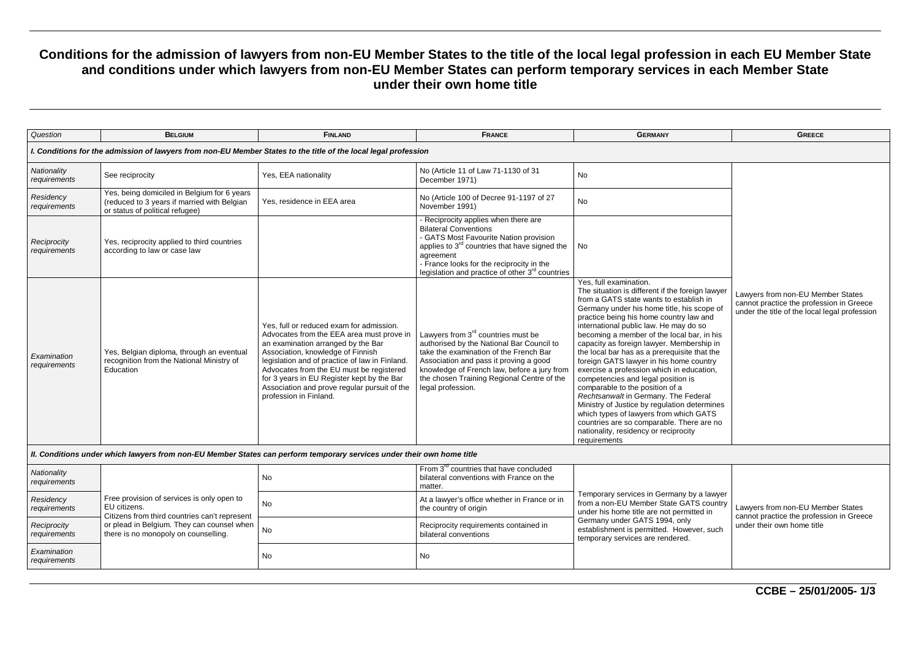# Conditions for the admission of lawyers from non-EU Member States to the title of the local legal profession in each EU Member State and conditions under which lawyers from non-EU Member States can perform temporary services in each Member State under their own home title

| *Question* | **Belgium** | **Finland** | **France** | **Germany** | **Greece** |
|---|---|---|---|---|---|
| ***I. Conditions for the admission of lawyers from non-EU Member States to the title of the local legal profession*** | | | | | |
| *Nationality requirements* | See reciprocity | Yes, EEA nationality | No (Article 11 of Law 71-1130 of 31 December 1971) | No | Lawyers from non-EU Member States cannot practice the profession in Greece under the title of the local legal profession |
| *Residency requirements* | Yes, being domiciled in Belgium for 6 years (reduced to 3 years if married with Belgian or status of political refugee) | Yes, residence in EEA area | No (Article 100 of Decree 91-1197 of 27 November 1991) | No | |
| *Reciprocity requirements* | Yes, reciprocity applied to third countries according to law or case law | | - Reciprocity applies when there are Bilateral Conventions<br>- GATS Most Favourite Nation provision applies to 3rd countries that have signed the agreement<br>- France looks for the reciprocity in the legislation and practice of other 3rd countries | No | |
| *Examination requirements* | Yes, Belgian diploma, through an eventual recognition from the National Ministry of Education | Yes, full or reduced exam for admission. Advocates from the EEA area must prove in an examination arranged by the Bar Association, knowledge of Finnish legislation and of practice of law in Finland. Advocates from the EU must be registered for 3 years in EU Register kept by the Bar Association and prove regular pursuit of the profession in Finland. | Lawyers from 3rd countries must be authorised by the National Bar Council to take the examination of the French Bar Association and pass it proving a good knowledge of French law, before a jury from the chosen Training Regional Centre of the legal profession. | Yes, full examination.<br>The situation is different if the foreign lawyer from a GATS state wants to establish in Germany under his home title, his scope of practice being his home country law and international public law. He may do so becoming a member of the local bar, in his capacity as foreign lawyer. Membership in the local bar has as a prerequisite that the foreign GATS lawyer in his home country exercise a profession which in education, competencies and legal position is comparable to the position of a *Rechtsanwalt* in Germany. The Federal Ministry of Justice by regulation determines which types of lawyers from which GATS countries are so comparable. There are no nationality, residency or reciprocity requirements | |
| ***II. Conditions under which lawyers from non-EU Member States can perform temporary services under their own home title*** | | | | | |
| *Nationality requirements* | Free provision of services is only open to EU citizens.<br>Citizens from third countries can't represent or plead in Belgium. They can counsel when there is no monopoly on counselling. | No | From 3rd countries that have concluded bilateral conventions with France on the matter. | Temporary services in Germany by a lawyer from a non-EU Member State GATS country under his home title are not permitted in Germany under GATS 1994, only establishment is permitted. However, such temporary services are rendered. | Lawyers from non-EU Member States cannot practice the profession in Greece under their own home title |
| *Residency requirements* | | No | At a lawyer's office whether in France or in the country of origin | | |
| *Reciprocity requirements* | | No | Reciprocity requirements contained in bilateral conventions | | |
| *Examination requirements* | | No | No | | |

**CCBE – 25/01/2005- 1/3**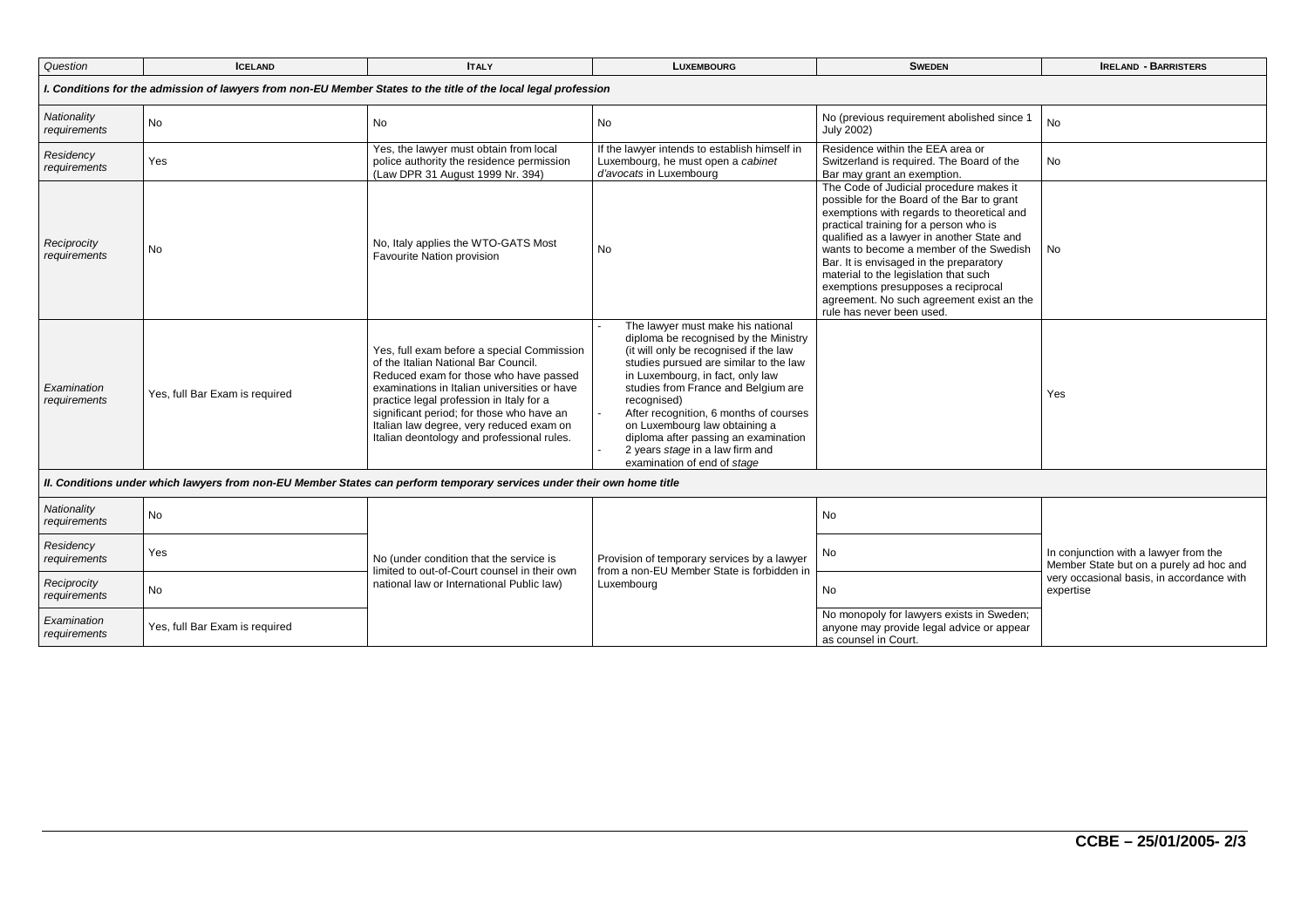| *Question* | **Iceland** | **Italy** | **Luxembourg** | **Sweden** | **Ireland - Barristers** |
|---|---|---|---|---|---|
| ***I. Conditions for the admission of lawyers from non-EU Member States to the title of the local legal profession*** | | | | | |
| *Nationality requirements* | No | No | No | No (previous requirement abolished since 1 July 2002) | No |
| *Residency requirements* | Yes | Yes, the lawyer must obtain from local police authority the residence permission (Law DPR 31 August 1999 Nr. 394) | If the lawyer intends to establish himself in Luxembourg, he must open a *cabinet d'avocats* in Luxembourg | Residence within the EEA area or Switzerland is required. The Board of the Bar may grant an exemption. | No |
| *Reciprocity requirements* | No | No, Italy applies the WTO-GATS Most Favourite Nation provision | No | The Code of Judicial procedure makes it possible for the Board of the Bar to grant exemptions with regards to theoretical and practical training for a person who is qualified as a lawyer in another State and wants to become a member of the Swedish Bar. It is envisaged in the preparatory material to the legislation that such exemptions presupposes a reciprocal agreement. No such agreement exist an the rule has never been used. | No |
| *Examination requirements* | Yes, full Bar Exam is required | Yes, full exam before a special Commission of the Italian National Bar Council. Reduced exam for those who have passed examinations in Italian universities or have practice legal profession in Italy for a significant period; for those who have an Italian law degree, very reduced exam on Italian deontology and professional rules. | - The lawyer must make his national diploma be recognised by the Ministry (it will only be recognised if the law studies pursued are similar to the law in Luxembourg, in fact, only law studies from France and Belgium are recognised)<br>- After recognition, 6 months of courses on Luxembourg law obtaining a diploma after passing an examination<br>- 2 years *stage* in a law firm and examination of end of *stage* | | Yes |
| ***II. Conditions under which lawyers from non-EU Member States can perform temporary services under their own home title*** | | | | | |
| *Nationality requirements* | No | No (under condition that the service is limited to out-of-Court counsel in their own national law or International Public law) | Provision of temporary services by a lawyer from a non-EU Member State is forbidden in Luxembourg | No | In conjunction with a lawyer from the Member State but on a purely ad hoc and very occasional basis, in accordance with expertise |
| *Residency requirements* | Yes | | | No | |
| *Reciprocity requirements* | No | | | No | |
| *Examination requirements* | Yes, full Bar Exam is required | | | No monopoly for lawyers exists in Sweden; anyone may provide legal advice or appear as counsel in Court. | |

**CCBE – 25/01/2005- 2/3**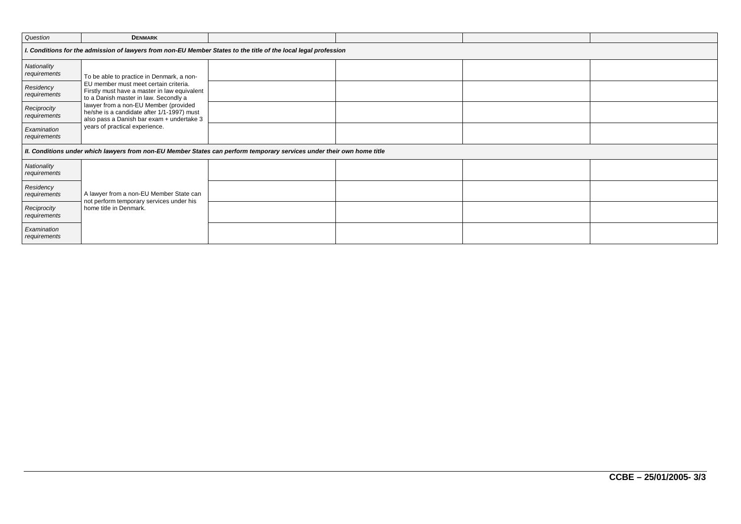| Question | **DENMARK** | | | | |
|---|---|---|---|---|---|
| ***I. Conditions for the admission of lawyers from non-EU Member States to the title of the local legal profession*** | | | | | |
| *Nationality requirements* | To be able to practice in Denmark, a non-EU member must meet certain criteria. Firstly must have a master in law equivalent to a Danish master in law. Secondly a lawyer from a non-EU Member (provided he/she is a candidate after 1/1-1997) must also pass a Danish bar exam + undertake 3 years of practical experience. | | | | |
| *Residency requirements* | | | | | |
| *Reciprocity requirements* | | | | | |
| *Examination requirements* | | | | | |
| ***II. Conditions under which lawyers from non-EU Member States can perform temporary services under their own home title*** | | | | | |
| *Nationality requirements* | A lawyer from a non-EU Member State can not perform temporary services under his home title in Denmark. | | | | |
| *Residency requirements* | | | | | |
| *Reciprocity requirements* | | | | | |
| *Examination requirements* | | | | | |